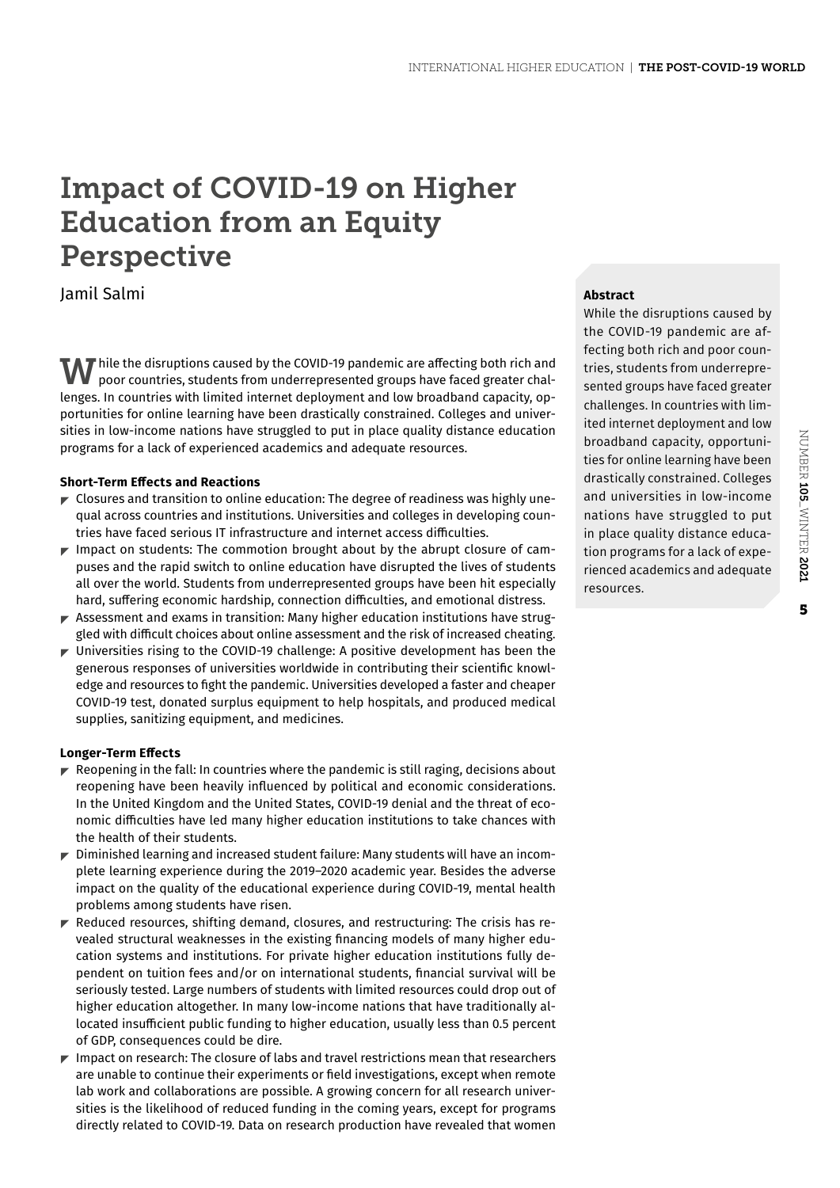# Impact of COVID-19 on Higher Education from an Equity Perspective

Jamil Salmi

**Abstract**

While the disruptions caused by the COVID-19 pandemic are affecting both rich and poor countries, students from underrepresented groups have faced greater challenges. In countries with limited internet deployment and low broadband capacity, opportunities for online learning have been drastically constrained. Colleges and universities in low-income nations have struggled to put in place quality distance education programs for a lack of experienced academics and adequate resources.

While the disruptions caused by the COVID-19 pandemic are affecting both rich and poor countries, students from underrepresented groups have faced greater challenges. In countries with limited internet deployment and low broadband capacity, opportunities for online learning have been drastically constrained. Colleges and universities in low-income nations have struggled to put in place quality distance education programs for a lack of experienced academics and adequate resources.

#### Short-Term Effects and Reactions

- Closures and transition to online education: The degree of readiness was highly unequal across countries and institutions. Universities and colleges in developing countries have faced serious IT infrastructure and internet access difficulties.
- Impact on students: The commotion brought about by the abrupt closure of campuses and the rapid switch to online education have disrupted the lives of students all over the world. Students from underrepresented groups have been hit especially hard, suffering economic hardship, connection difficulties, and emotional distress.
- Assessment and exams in transition: Many higher education institutions have struggled with difficult choices about online assessment and the risk of increased cheating.
- Universities rising to the COVID-19 challenge: A positive development has been the generous responses of universities worldwide in contributing their scientific knowledge and resources to fight the pandemic. Universities developed a faster and cheaper COVID-19 test, donated surplus equipment to help hospitals, and produced medical supplies, sanitizing equipment, and medicines.

#### Longer-Term Effects

- Reopening in the fall: In countries where the pandemic is still raging, decisions about reopening have been heavily influenced by political and economic considerations. In the United Kingdom and the United States, COVID-19 denial and the threat of economic difficulties have led many higher education institutions to take chances with the health of their students.
- Diminished learning and increased student failure: Many students will have an incomplete learning experience during the 2019–2020 academic year. Besides the adverse impact on the quality of the educational experience during COVID-19, mental health problems among students have risen.
- Reduced resources, shifting demand, closures, and restructuring: The crisis has revealed structural weaknesses in the existing financing models of many higher education systems and institutions. For private higher education institutions fully dependent on tuition fees and/or on international students, financial survival will be seriously tested. Large numbers of students with limited resources could drop out of higher education altogether. In many low-income nations that have traditionally allocated insufficient public funding to higher education, usually less than 0.5 percent of GDP, consequences could be dire.
- Impact on research: The closure of labs and travel restrictions mean that researchers are unable to continue their experiments or field investigations, except when remote lab work and collaborations are possible. A growing concern for all research universities is the likelihood of reduced funding in the coming years, except for programs directly related to COVID-19. Data on research production have revealed that women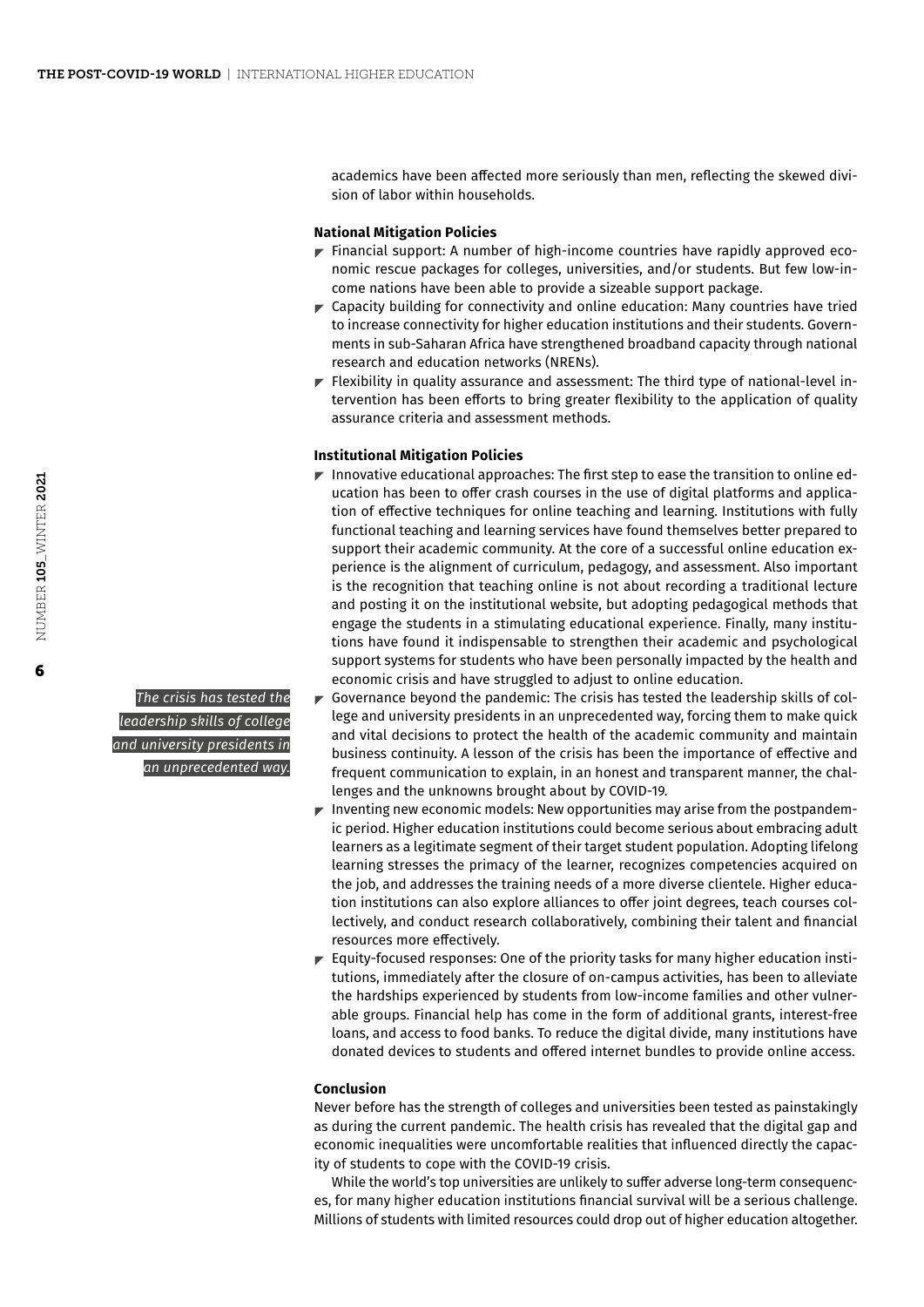academics have been affected more seriously than men, reflecting the skewed division of labor within households.

**National Mitigation Policies**

- Financial support: A number of high-income countries have rapidly approved economic rescue packages for colleges, universities, and/or students. But few low-income nations have been able to provide a sizeable support package.
- Capacity building for connectivity and online education: Many countries have tried to increase connectivity for higher education institutions and their students. Governments in sub-Saharan Africa have strengthened broadband capacity through national research and education networks (NRENs).
- Flexibility in quality assurance and assessment: The third type of national-level intervention has been efforts to bring greater flexibility to the application of quality assurance criteria and assessment methods.

**Institutional Mitigation Policies**

- Innovative educational approaches: The first step to ease the transition to online education has been to offer crash courses in the use of digital platforms and application of effective techniques for online teaching and learning. Institutions with fully functional teaching and learning services have found themselves better prepared to support their academic community. At the core of a successful online education experience is the alignment of curriculum, pedagogy, and assessment. Also important is the recognition that teaching online is not about recording a traditional lecture and posting it on the institutional website, but adopting pedagogical methods that engage the students in a stimulating educational experience. Finally, many institutions have found it indispensable to strengthen their academic and psychological support systems for students who have been personally impacted by the health and economic crisis and have struggled to adjust to online education.
- Governance beyond the pandemic: The crisis has tested the leadership skills of college and university presidents in an unprecedented way, forcing them to make quick and vital decisions to protect the health of the academic community and maintain business continuity. A lesson of the crisis has been the importance of effective and frequent communication to explain, in an honest and transparent manner, the challenges and the unknowns brought about by COVID-19.
- Inventing new economic models: New opportunities may arise from the postpandemic period. Higher education institutions could become serious about embracing adult learners as a legitimate segment of their target student population. Adopting lifelong learning stresses the primacy of the learner, recognizes competencies acquired on the job, and addresses the training needs of a more diverse clientele. Higher education institutions can also explore alliances to offer joint degrees, teach courses collectively, and conduct research collaboratively, combining their talent and financial resources more effectively.
- Equity-focused responses: One of the priority tasks for many higher education institutions, immediately after the closure of on-campus activities, has been to alleviate the hardships experienced by students from low-income families and other vulnerable groups. Financial help has come in the form of additional grants, interest-free loans, and access to food banks. To reduce the digital divide, many institutions have donated devices to students and offered internet bundles to provide online access.

*The crisis has tested the leadership skills of college and university presidents in an unprecedented way.*

**Conclusion**

Never before has the strength of colleges and universities been tested as painstakingly as during the current pandemic. The health crisis has revealed that the digital gap and economic inequalities were uncomfortable realities that influenced directly the capacity of students to cope with the COVID-19 crisis.

While the world's top universities are unlikely to suffer adverse long-term consequences, for many higher education institutions financial survival will be a serious challenge. Millions of students with limited resources could drop out of higher education altogether.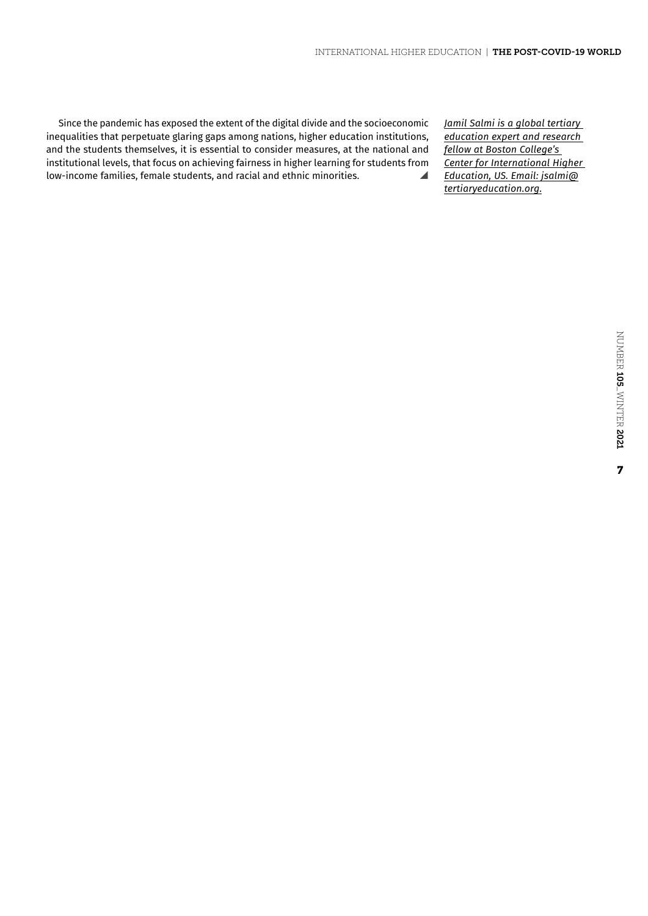Since the pandemic has exposed the extent of the digital divide and the socioeconomic inequalities that perpetuate glaring gaps among nations, higher education institutions, and the students themselves, it is essential to consider measures, at the national and institutional levels, that focus on achieving fairness in higher learning for students from low-income families, female students, and racial and ethnic minorities.

*Jamil Salmi is a global tertiary education expert and research fellow at Boston College's Center for International Higher Education, US. Email: jsalmi@tertiaryeducation.org.*